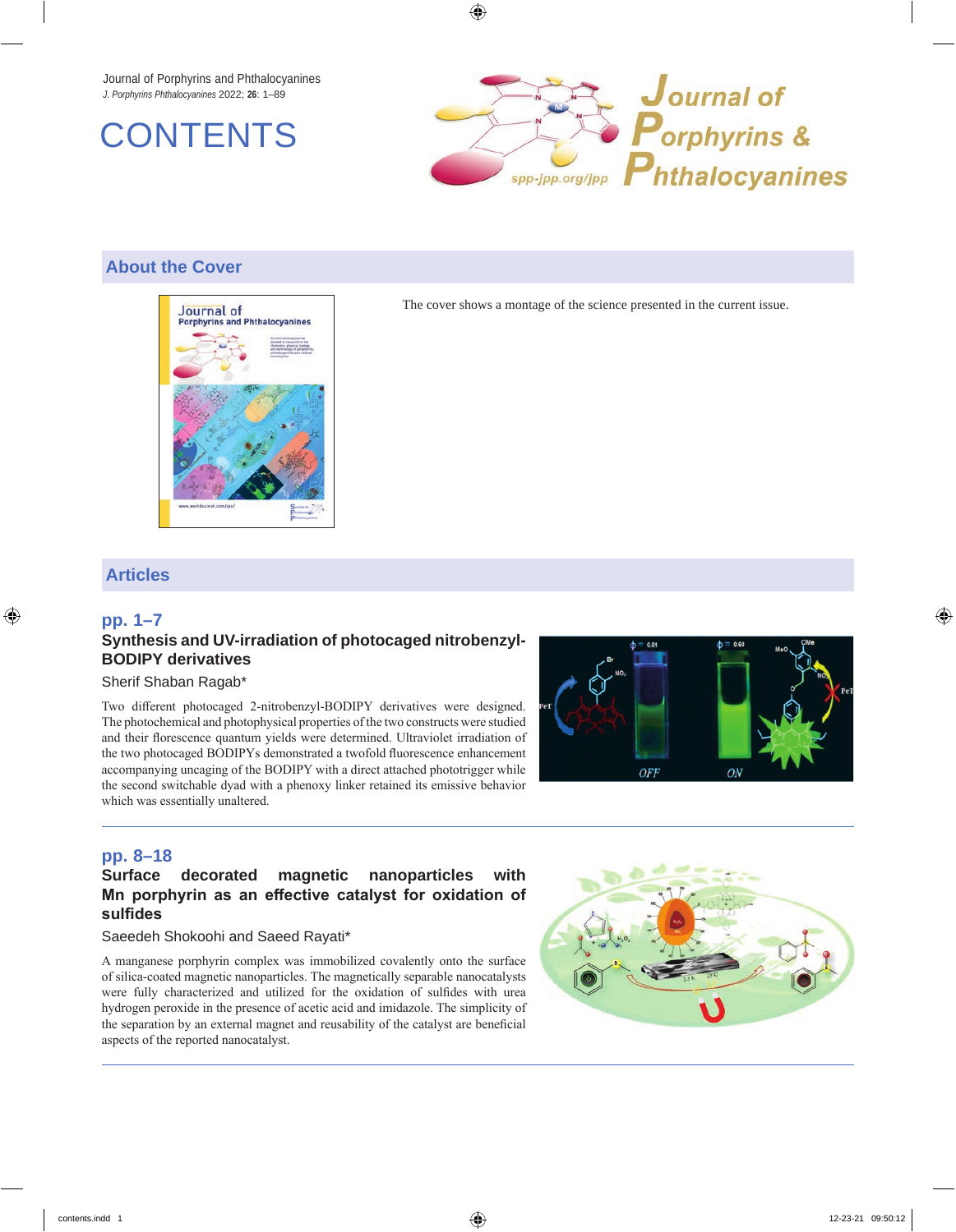# CONTENTS

## About the Cover

The cover shows a montage of the science presented in the current issue.

## Articles

### pp. 1–7

**Synthesis and UV-irradiation of photocaged nitrobenzyl-BODIPY derivatives**

Sherif Shaban Ragab*

Two different photocaged 2-nitrobenzyl-BODIPY derivatives were designed. The photochemical and photophysical properties of the two constructs were studied and their florescence quantum yields were determined. Ultraviolet irradiation of the two photocaged BODIPYs demonstrated a twofold fluorescence enhancement accompanying uncaging of the BODIPY with a direct attached phototrigger while the second switchable dyad with a phenoxy linker retained its emissive behavior which was essentially unaltered.

### pp. 8–18

**Surface decorated magnetic nanoparticles with Mn porphyrin as an effective catalyst for oxidation of sulfides**

Saeedeh Shokoohi and Saeed Rayati*

A manganese porphyrin complex was immobilized covalently onto the surface of silica-coated magnetic nanoparticles. The magnetically separable nanocatalysts were fully characterized and utilized for the oxidation of sulfides with urea hydrogen peroxide in the presence of acetic acid and imidazole. The simplicity of the separation by an external magnet and reusability of the catalyst are beneficial aspects of the reported nanocatalyst.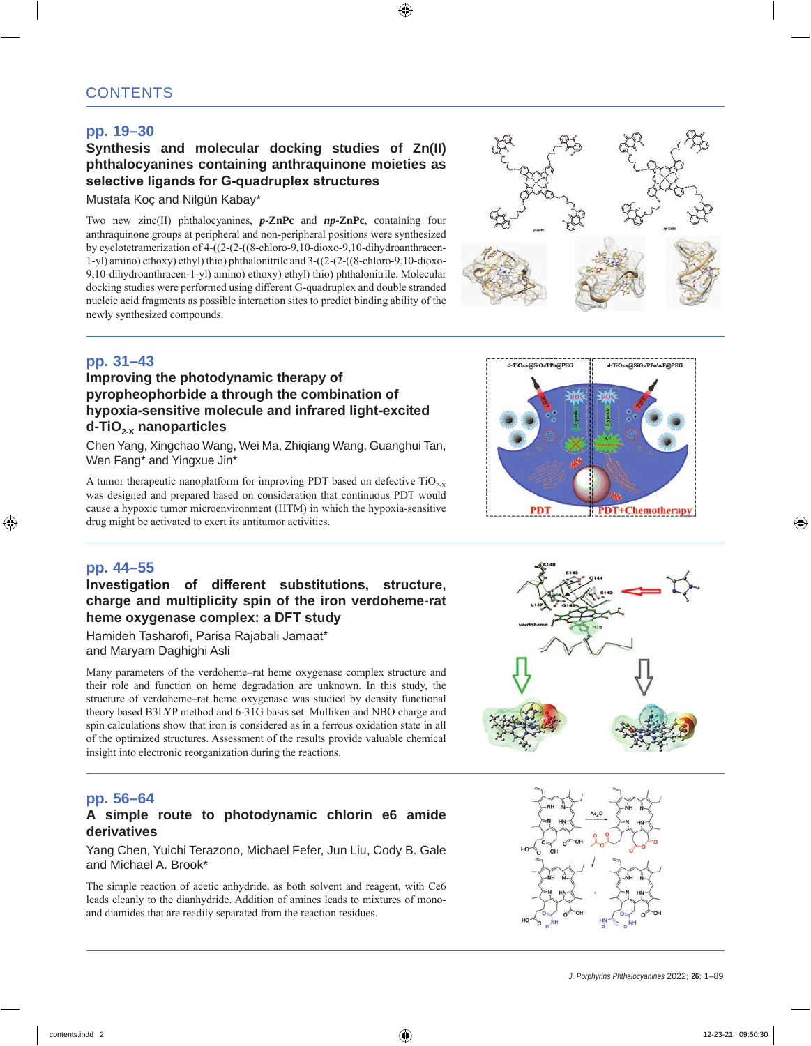## CONTENTS

### pp. 19–30

**Synthesis and molecular docking studies of Zn(II) phthalocyanines containing anthraquinone moieties as selective ligands for G-quadruplex structures**

Mustafa Koç and Nilgün Kabay*

Two new zinc(II) phthalocyanines, ***p*-ZnPc** and ***np*-ZnPc**, containing four anthraquinone groups at peripheral and non-peripheral positions were synthesized by cyclotetramerization of 4-((2-(2-((8-chloro-9,10-dioxo-9,10-dihydroanthracen-1-yl) amino) ethoxy) ethyl) thio) phthalonitrile and 3-((2-(2-((8-chloro-9,10-dioxo-9,10-dihydroanthracen-1-yl) amino) ethoxy) ethyl) thio) phthalonitrile. Molecular docking studies were performed using different G-quadruplex and double stranded nucleic acid fragments as possible interaction sites to predict binding ability of the newly synthesized compounds.

### pp. 31–43

**Improving the photodynamic therapy of pyropheophorbide a through the combination of hypoxia-sensitive molecule and infrared light-excited d-$TiO_{2-x}$ nanoparticles**

Chen Yang, Xingchao Wang, Wei Ma, Zhiqiang Wang, Guanghui Tan, Wen Fang* and Yingxue Jin*

A tumor therapeutic nanoplatform for improving PDT based on defective $TiO_{2-X}$ was designed and prepared based on consideration that continuous PDT would cause a hypoxic tumor microenvironment (HTM) in which the hypoxia-sensitive drug might be activated to exert its antitumor activities.

### pp. 44–55

**Investigation of different substitutions, structure, charge and multiplicity spin of the iron verdoheme-rat heme oxygenase complex: a DFT study**

Hamideh Tasharofi, Parisa Rajabali Jamaat* and Maryam Daghighi Asli

Many parameters of the verdoheme–rat heme oxygenase complex structure and their role and function on heme degradation are unknown. In this study, the structure of verdoheme–rat heme oxygenase was studied by density functional theory based B3LYP method and 6-31G basis set. Mulliken and NBO charge and spin calculations show that iron is considered as in a ferrous oxidation state in all of the optimized structures. Assessment of the results provide valuable chemical insight into electronic reorganization during the reactions.

### pp. 56–64

**A simple route to photodynamic chlorin e6 amide derivatives**

Yang Chen, Yuichi Terazono, Michael Fefer, Jun Liu, Cody B. Gale and Michael A. Brook*

The simple reaction of acetic anhydride, as both solvent and reagent, with Ce6 leads cleanly to the dianhydride. Addition of amines leads to mixtures of mono- and diamides that are readily separated from the reaction residues.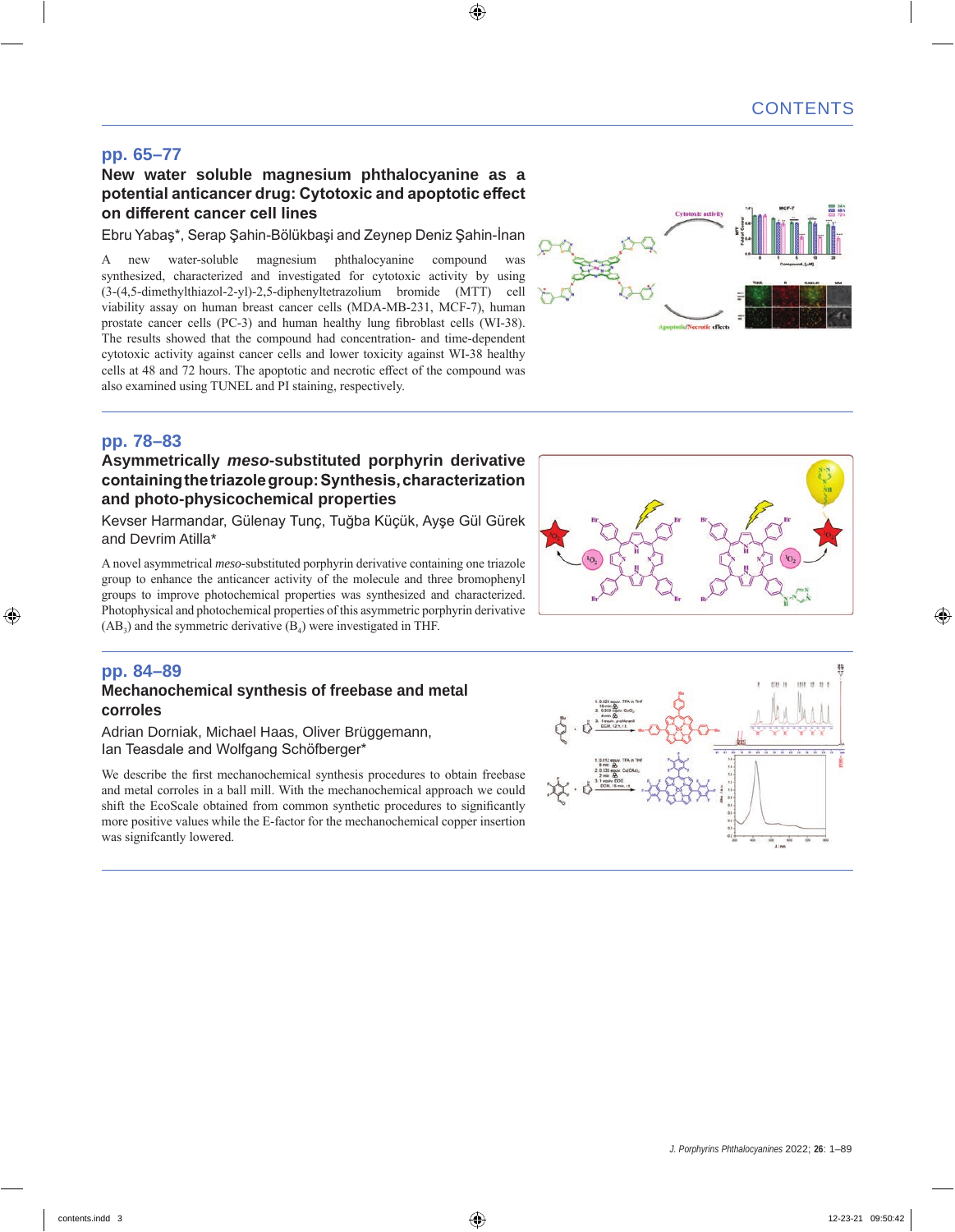# CONTENTS

## pp. 65–77

### New water soluble magnesium phthalocyanine as a potential anticancer drug: Cytotoxic and apoptotic effect on different cancer cell lines

Ebru Yabaş*, Serap Şahin-Bölükbaşi and Zeynep Deniz Şahin-İnan

A new water-soluble magnesium phthalocyanine compound was synthesized, characterized and investigated for cytotoxic activity by using (3-(4,5-dimethylthiazol-2-yl)-2,5-diphenyltetrazolium bromide (MTT) cell viability assay on human breast cancer cells (MDA-MB-231, MCF-7), human prostate cancer cells (PC-3) and human healthy lung fibroblast cells (WI-38). The results showed that the compound had concentration- and time-dependent cytotoxic activity against cancer cells and lower toxicity against WI-38 healthy cells at 48 and 72 hours. The apoptotic and necrotic effect of the compound was also examined using TUNEL and PI staining, respectively.

---

## pp. 78–83

### Asymmetrically *meso*-substituted porphyrin derivative containing the triazole group: Synthesis, characterization and photo-physicochemical properties

Kevser Harmandar, Gülenay Tunç, Tuğba Küçük, Ayşe Gül Gürek and Devrim Atilla*

A novel asymmetrical *meso*-substituted porphyrin derivative containing one triazole group to enhance the anticancer activity of the molecule and three bromophenyl groups to improve photochemical properties was synthesized and characterized. Photophysical and photochemical properties of this asymmetric porphyrin derivative ($AB_3$) and the symmetric derivative ($B_4$) were investigated in THF.

---

## pp. 84–89

### Mechanochemical synthesis of freebase and metal corroles

Adrian Dorniak, Michael Haas, Oliver Brüggemann, Ian Teasdale and Wolfgang Schöfberger*

We describe the first mechanochemical synthesis procedures to obtain freebase and metal corroles in a ball mill. With the mechanochemical approach we could shift the EcoScale obtained from common synthetic procedures to significantly more positive values while the E-factor for the mechanochemical copper insertion was signifcantly lowered.